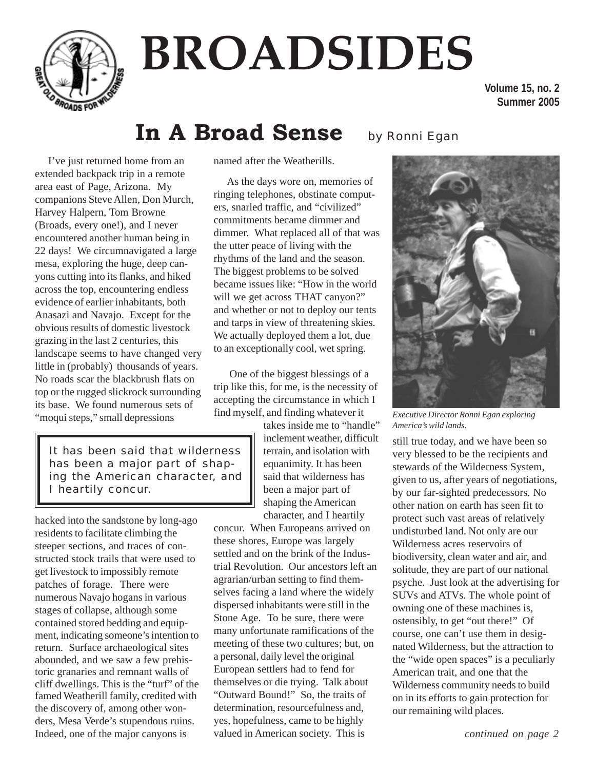# BROADSIDES

Volume 15, no. 2
Summer 2005

## In A Broad Sense

by Ronni Egan

I've just returned home from an extended backpack trip in a remote area east of Page, Arizona. My companions Steve Allen, Don Murch, Harvey Halpern, Tom Browne (Broads, every one!), and I never encountered another human being in 22 days! We circumnavigated a large mesa, exploring the huge, deep canyons cutting into its flanks, and hiked across the top, encountering endless evidence of earlier inhabitants, both Anasazi and Navajo. Except for the obvious results of domestic livestock grazing in the last 2 centuries, this landscape seems to have changed very little in (probably) thousands of years. No roads scar the blackbrush flats on top or the rugged slickrock surrounding its base. We found numerous sets of "moqui steps," small depressions hacked into the sandstone by long-ago residents to facilitate climbing the steeper sections, and traces of constructed stock trails that were used to get livestock to impossibly remote patches of forage. There were numerous Navajo hogans in various stages of collapse, although some contained stored bedding and equipment, indicating someone's intention to return. Surface archaeological sites abounded, and we saw a few prehistoric granaries and remnant walls of cliff dwellings. This is the "turf" of the famed Weatherill family, credited with the discovery of, among other wonders, Mesa Verde's stupendous ruins. Indeed, one of the major canyons is named after the Weatherills.

As the days wore on, memories of ringing telephones, obstinate computers, snarled traffic, and "civilized" commitments became dimmer and dimmer. What replaced all of that was the utter peace of living with the rhythms of the land and the season. The biggest problems to be solved became issues like: "How in the world will we get across THAT canyon?" and whether or not to deploy our tents and tarps in view of threatening skies. We actually deployed them a lot, due to an exceptionally cool, wet spring.

One of the biggest blessings of a trip like this, for me, is the necessity of accepting the circumstance in which I find myself, and finding whatever it takes inside me to "handle" inclement weather, difficult terrain, and isolation with equanimity. It has been said that wilderness has been a major part of shaping the American character, and I heartily concur. When Europeans arrived on these shores, Europe was largely settled and on the brink of the Industrial Revolution. Our ancestors left an agrarian/urban setting to find themselves facing a land where the widely dispersed inhabitants were still in the Stone Age. To be sure, there were many unfortunate ramifications of the meeting of these two cultures; but, on a personal, daily level the original European settlers had to fend for themselves or die trying. Talk about "Outward Bound!" So, the traits of determination, resourcefulness and, yes, hopefulness, came to be highly valued in American society. This is still true today, and we have been so very blessed to be the recipients and stewards of the Wilderness System, given to us, after years of negotiations, by our far-sighted predecessors. No other nation on earth has seen fit to protect such vast areas of relatively undisturbed land. Not only are our Wilderness acres reservoirs of biodiversity, clean water and air, and solitude, they are part of our national psyche. Just look at the advertising for SUVs and ATVs. The whole point of owning one of these machines is, ostensibly, to get "out there!" Of course, one can't use them in designated Wilderness, but the attraction to the "wide open spaces" is a peculiarly American trait, and one that the Wilderness community needs to build on in its efforts to gain protection for our remaining wild places.

> It has been said that wilderness has been a major part of shaping the American character, and I heartily concur.

*Executive Director Ronni Egan exploring America's wild lands.*

*continued on page 2*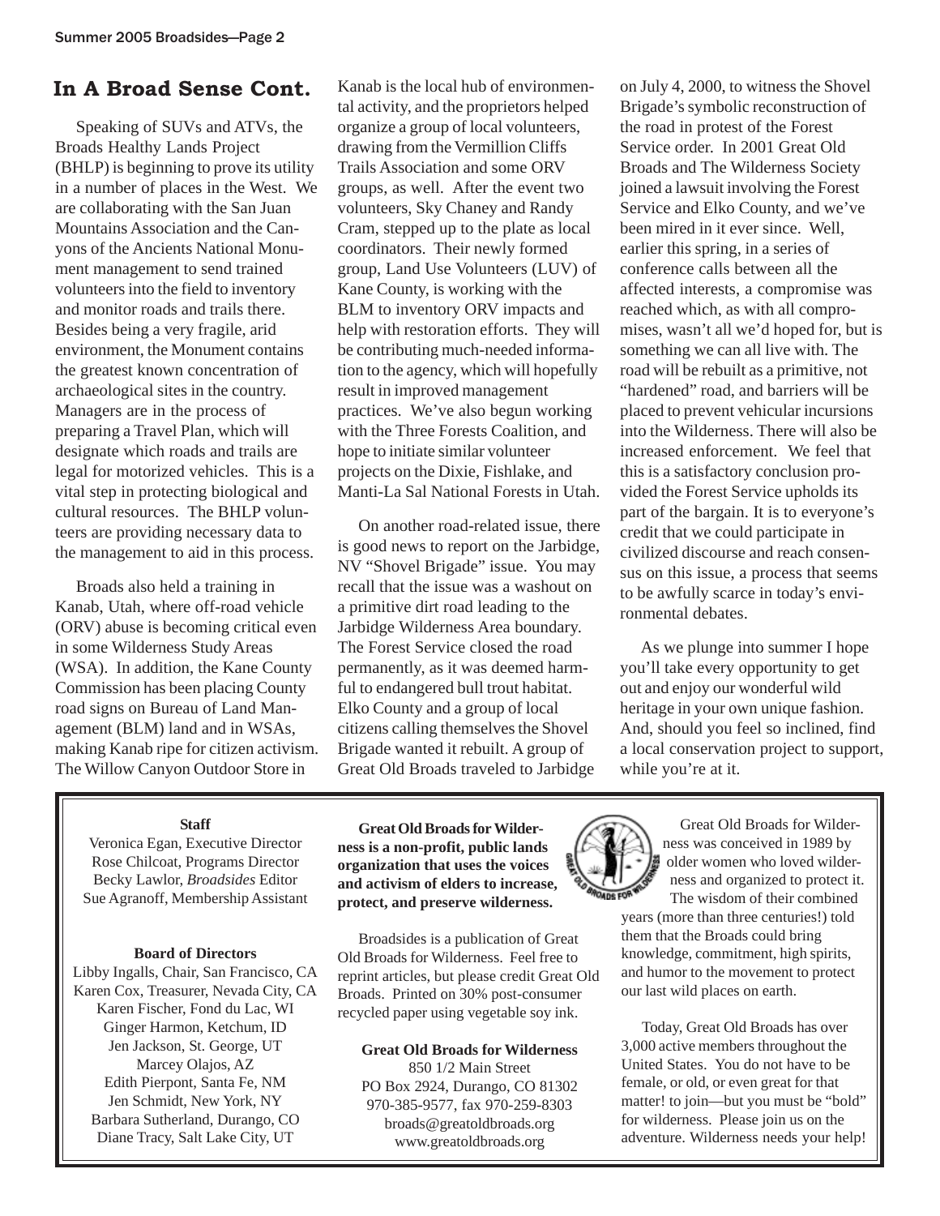## In A Broad Sense Cont.

Speaking of SUVs and ATVs, the Broads Healthy Lands Project (BHLP) is beginning to prove its utility in a number of places in the West. We are collaborating with the San Juan Mountains Association and the Canyons of the Ancients National Monument management to send trained volunteers into the field to inventory and monitor roads and trails there. Besides being a very fragile, arid environment, the Monument contains the greatest known concentration of archaeological sites in the country. Managers are in the process of preparing a Travel Plan, which will designate which roads and trails are legal for motorized vehicles. This is a vital step in protecting biological and cultural resources. The BHLP volunteers are providing necessary data to the management to aid in this process.

Broads also held a training in Kanab, Utah, where off-road vehicle (ORV) abuse is becoming critical even in some Wilderness Study Areas (WSA). In addition, the Kane County Commission has been placing County road signs on Bureau of Land Management (BLM) land and in WSAs, making Kanab ripe for citizen activism. The Willow Canyon Outdoor Store in Kanab is the local hub of environmental activity, and the proprietors helped organize a group of local volunteers, drawing from the Vermillion Cliffs Trails Association and some ORV groups, as well. After the event two volunteers, Sky Chaney and Randy Cram, stepped up to the plate as local coordinators. Their newly formed group, Land Use Volunteers (LUV) of Kane County, is working with the BLM to inventory ORV impacts and help with restoration efforts. They will be contributing much-needed information to the agency, which will hopefully result in improved management practices. We've also begun working with the Three Forests Coalition, and hope to initiate similar volunteer projects on the Dixie, Fishlake, and Manti-La Sal National Forests in Utah.

On another road-related issue, there is good news to report on the Jarbidge, NV "Shovel Brigade" issue. You may recall that the issue was a washout on a primitive dirt road leading to the Jarbidge Wilderness Area boundary. The Forest Service closed the road permanently, as it was deemed harmful to endangered bull trout habitat. Elko County and a group of local citizens calling themselves the Shovel Brigade wanted it rebuilt. A group of Great Old Broads traveled to Jarbidge on July 4, 2000, to witness the Shovel Brigade's symbolic reconstruction of the road in protest of the Forest Service order. In 2001 Great Old Broads and The Wilderness Society joined a lawsuit involving the Forest Service and Elko County, and we've been mired in it ever since. Well, earlier this spring, in a series of conference calls between all the affected interests, a compromise was reached which, as with all compromises, wasn't all we'd hoped for, but is something we can all live with. The road will be rebuilt as a primitive, not "hardened" road, and barriers will be placed to prevent vehicular incursions into the Wilderness. There will also be increased enforcement. We feel that this is a satisfactory conclusion provided the Forest Service upholds its part of the bargain. It is to everyone's credit that we could participate in civilized discourse and reach consensus on this issue, a process that seems to be awfully scarce in today's environmental debates.

As we plunge into summer I hope you'll take every opportunity to get out and enjoy our wonderful wild heritage in your own unique fashion. And, should you feel so inclined, find a local conservation project to support, while you're at it.

---

**Staff**

Veronica Egan, Executive Director
Rose Chilcoat, Programs Director
Becky Lawlor, *Broadsides* Editor
Sue Agranoff, Membership Assistant

**Board of Directors**

Libby Ingalls, Chair, San Francisco, CA
Karen Cox, Treasurer, Nevada City, CA
Karen Fischer, Fond du Lac, WI
Ginger Harmon, Ketchum, ID
Jen Jackson, St. George, UT
Marcey Olajos, AZ
Edith Pierpont, Santa Fe, NM
Jen Schmidt, New York, NY
Barbara Sutherland, Durango, CO
Diane Tracy, Salt Lake City, UT

**Great Old Broads for Wilderness is a non-profit, public lands organization that uses the voices and activism of elders to increase, protect, and preserve wilderness.**

Broadsides is a publication of Great Old Broads for Wilderness. Feel free to reprint articles, but please credit Great Old Broads. Printed on 30% post-consumer recycled paper using vegetable soy ink.

**Great Old Broads for Wilderness**
850 1/2 Main Street
PO Box 2924, Durango, CO 81302
970-385-9577, fax 970-259-8303
broads@greatoldbroads.org
www.greatoldbroads.org

Great Old Broads for Wilderness was conceived in 1989 by older women who loved wilderness and organized to protect it. The wisdom of their combined years (more than three centuries!) told them that the Broads could bring knowledge, commitment, high spirits, and humor to the movement to protect our last wild places on earth.

Today, Great Old Broads has over 3,000 active members throughout the United States. You do not have to be female, or old, or even great for that matter! to join—but you must be "bold" for wilderness. Please join us on the adventure. Wilderness needs your help!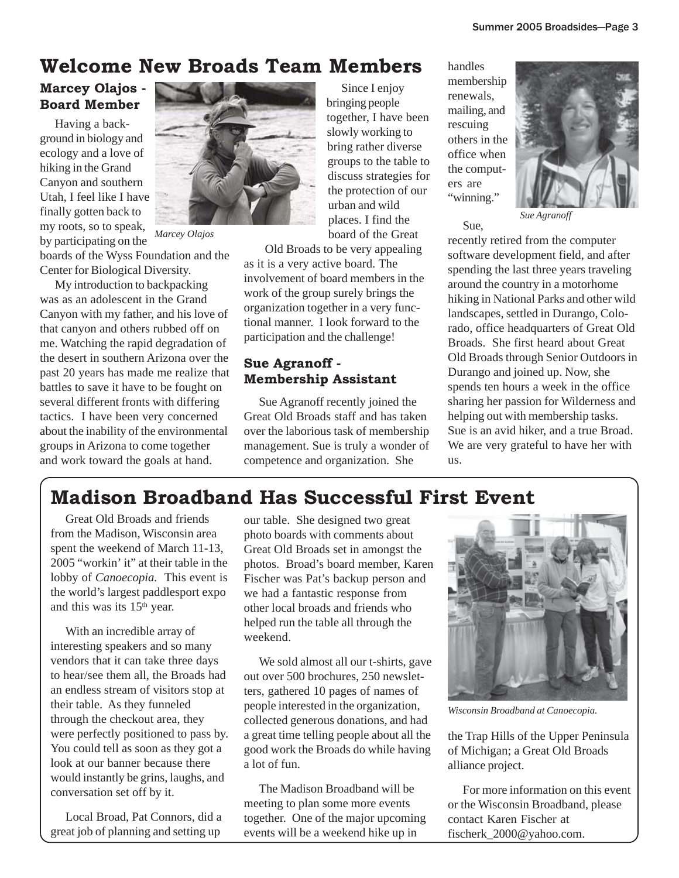# Welcome New Broads Team Members

## Marcey Olajos - Board Member

Having a background in biology and ecology and a love of hiking in the Grand Canyon and southern Utah, I feel like I have finally gotten back to my roots, so to speak, by participating on the boards of the Wyss Foundation and the Center for Biological Diversity.

*Marcey Olajos*

My introduction to backpacking was as an adolescent in the Grand Canyon with my father, and his love of that canyon and others rubbed off on me. Watching the rapid degradation of the desert in southern Arizona over the past 20 years has made me realize that battles to save it have to be fought on several different fronts with differing tactics. I have been very concerned about the inability of the environmental groups in Arizona to come together and work toward the goals at hand.

Since I enjoy bringing people together, I have been slowly working to bring rather diverse groups to the table to discuss strategies for the protection of our urban and wild places. I find the board of the Great Old Broads to be very appealing as it is a very active board. The involvement of board members in the work of the group surely brings the organization together in a very functional manner. I look forward to the participation and the challenge!

## Sue Agranoff - Membership Assistant

Sue Agranoff recently joined the Great Old Broads staff and has taken over the laborious task of membership management. Sue is truly a wonder of competence and organization. She handles membership renewals, mailing, and rescuing others in the office when the computers are "winning."

*Sue Agranoff*

Sue, recently retired from the computer software development field, and after spending the last three years traveling around the country in a motorhome hiking in National Parks and other wild landscapes, settled in Durango, Colorado, office headquarters of Great Old Broads. She first heard about Great Old Broads through Senior Outdoors in Durango and joined up. Now, she spends ten hours a week in the office sharing her passion for Wilderness and helping out with membership tasks. Sue is an avid hiker, and a true Broad. We are very grateful to have her with us.

# Madison Broadband Has Successful First Event

Great Old Broads and friends from the Madison, Wisconsin area spent the weekend of March 11-13, 2005 "workin' it" at their table in the lobby of *Canoecopia.* This event is the world's largest paddlesport expo and this was its 15th year.

With an incredible array of interesting speakers and so many vendors that it can take three days to hear/see them all, the Broads had an endless stream of visitors stop at their table. As they funneled through the checkout area, they were perfectly positioned to pass by. You could tell as soon as they got a look at our banner because there would instantly be grins, laughs, and conversation set off by it.

Local Broad, Pat Connors, did a great job of planning and setting up our table. She designed two great photo boards with comments about Great Old Broads set in amongst the photos. Broad's board member, Karen Fischer was Pat's backup person and we had a fantastic response from other local broads and friends who helped run the table all through the weekend.

We sold almost all our t-shirts, gave out over 500 brochures, 250 newsletters, gathered 10 pages of names of people interested in the organization, collected generous donations, and had a great time telling people about all the good work the Broads do while having a lot of fun.

The Madison Broadband will be meeting to plan some more events together. One of the major upcoming events will be a weekend hike up in the Trap Hills of the Upper Peninsula of Michigan; a Great Old Broads alliance project.

*Wisconsin Broadband at Canoecopia.*

For more information on this event or the Wisconsin Broadband, please contact Karen Fischer at fischerk_2000@yahoo.com.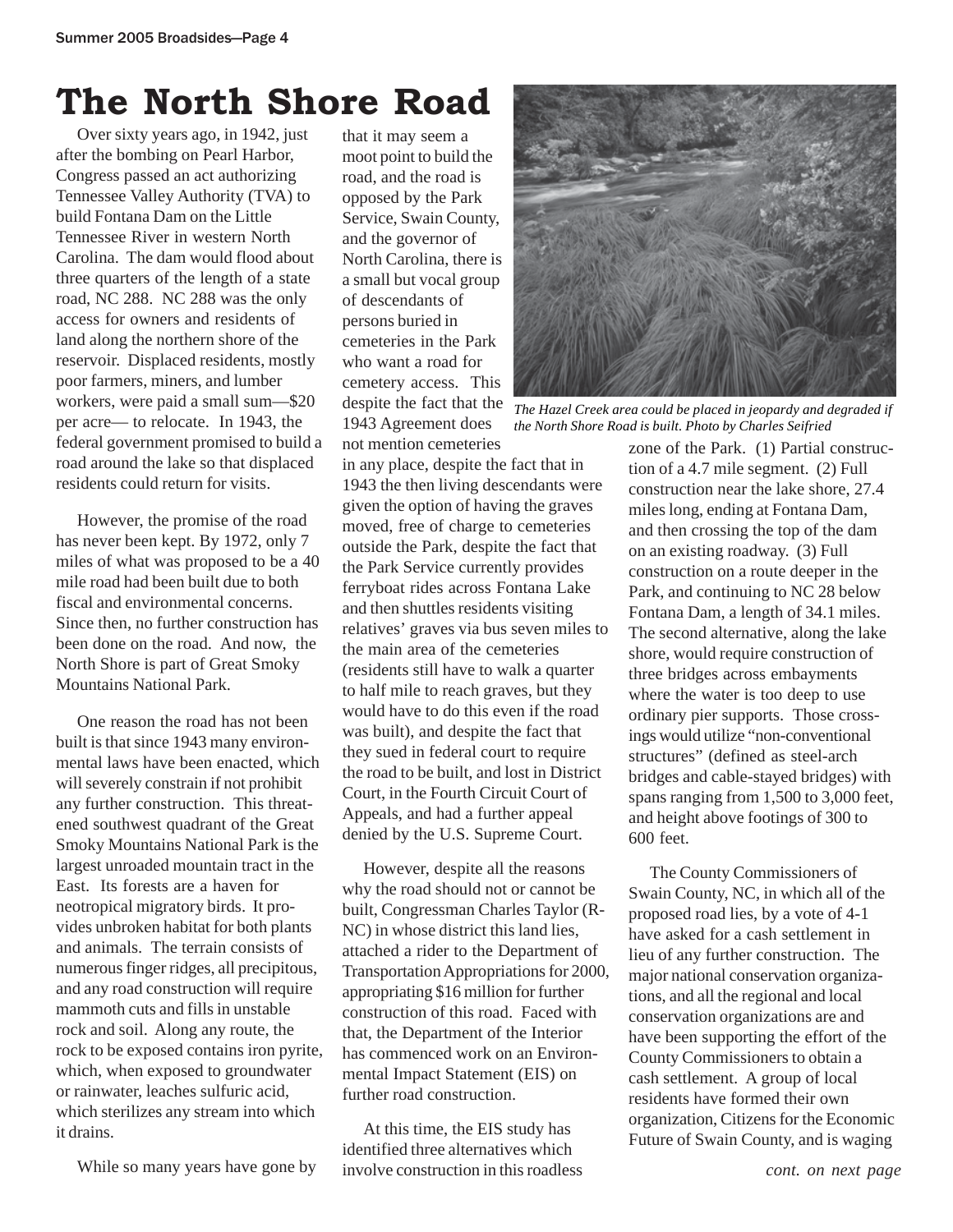# The North Shore Road

Over sixty years ago, in 1942, just after the bombing on Pearl Harbor, Congress passed an act authorizing Tennessee Valley Authority (TVA) to build Fontana Dam on the Little Tennessee River in western North Carolina. The dam would flood about three quarters of the length of a state road, NC 288. NC 288 was the only access for owners and residents of land along the northern shore of the reservoir. Displaced residents, mostly poor farmers, miners, and lumber workers, were paid a small sum—$20 per acre— to relocate. In 1943, the federal government promised to build a road around the lake so that displaced residents could return for visits.

However, the promise of the road has never been kept. By 1972, only 7 miles of what was proposed to be a 40 mile road had been built due to both fiscal and environmental concerns. Since then, no further construction has been done on the road. And now, the North Shore is part of Great Smoky Mountains National Park.

One reason the road has not been built is that since 1943 many environmental laws have been enacted, which will severely constrain if not prohibit any further construction. This threatened southwest quadrant of the Great Smoky Mountains National Park is the largest unroaded mountain tract in the East. Its forests are a haven for neotropical migratory birds. It provides unbroken habitat for both plants and animals. The terrain consists of numerous finger ridges, all precipitous, and any road construction will require mammoth cuts and fills in unstable rock and soil. Along any route, the rock to be exposed contains iron pyrite, which, when exposed to groundwater or rainwater, leaches sulfuric acid, which sterilizes any stream into which it drains.

While so many years have gone by that it may seem a moot point to build the road, and the road is opposed by the Park Service, Swain County, and the governor of North Carolina, there is a small but vocal group of descendants of persons buried in cemeteries in the Park who want a road for cemetery access. This despite the fact that the 1943 Agreement does not mention cemeteries in any place, despite the fact that in 1943 the then living descendants were given the option of having the graves moved, free of charge to cemeteries outside the Park, despite the fact that the Park Service currently provides ferryboat rides across Fontana Lake and then shuttles residents visiting relatives' graves via bus seven miles to the main area of the cemeteries (residents still have to walk a quarter to half mile to reach graves, but they would have to do this even if the road was built), and despite the fact that they sued in federal court to require the road to be built, and lost in District Court, in the Fourth Circuit Court of Appeals, and had a further appeal denied by the U.S. Supreme Court.

However, despite all the reasons why the road should not or cannot be built, Congressman Charles Taylor (R-NC) in whose district this land lies, attached a rider to the Department of Transportation Appropriations for 2000, appropriating $16 million for further construction of this road. Faced with that, the Department of the Interior has commenced work on an Environmental Impact Statement (EIS) on further road construction.

At this time, the EIS study has identified three alternatives which involve construction in this roadless zone of the Park. (1) Partial construction of a 4.7 mile segment. (2) Full construction near the lake shore, 27.4 miles long, ending at Fontana Dam, and then crossing the top of the dam on an existing roadway. (3) Full construction on a route deeper in the Park, and continuing to NC 28 below Fontana Dam, a length of 34.1 miles. The second alternative, along the lake shore, would require construction of three bridges across embayments where the water is too deep to use ordinary pier supports. Those crossings would utilize "non-conventional structures" (defined as steel-arch bridges and cable-stayed bridges) with spans ranging from 1,500 to 3,000 feet, and height above footings of 300 to 600 feet.

*The Hazel Creek area could be placed in jeopardy and degraded if the North Shore Road is built. Photo by Charles Seifried*

The County Commissioners of Swain County, NC, in which all of the proposed road lies, by a vote of 4-1 have asked for a cash settlement in lieu of any further construction. The major national conservation organizations, and all the regional and local conservation organizations are and have been supporting the effort of the County Commissioners to obtain a cash settlement. A group of local residents have formed their own organization, Citizens for the Economic Future of Swain County, and is waging

*cont. on next page*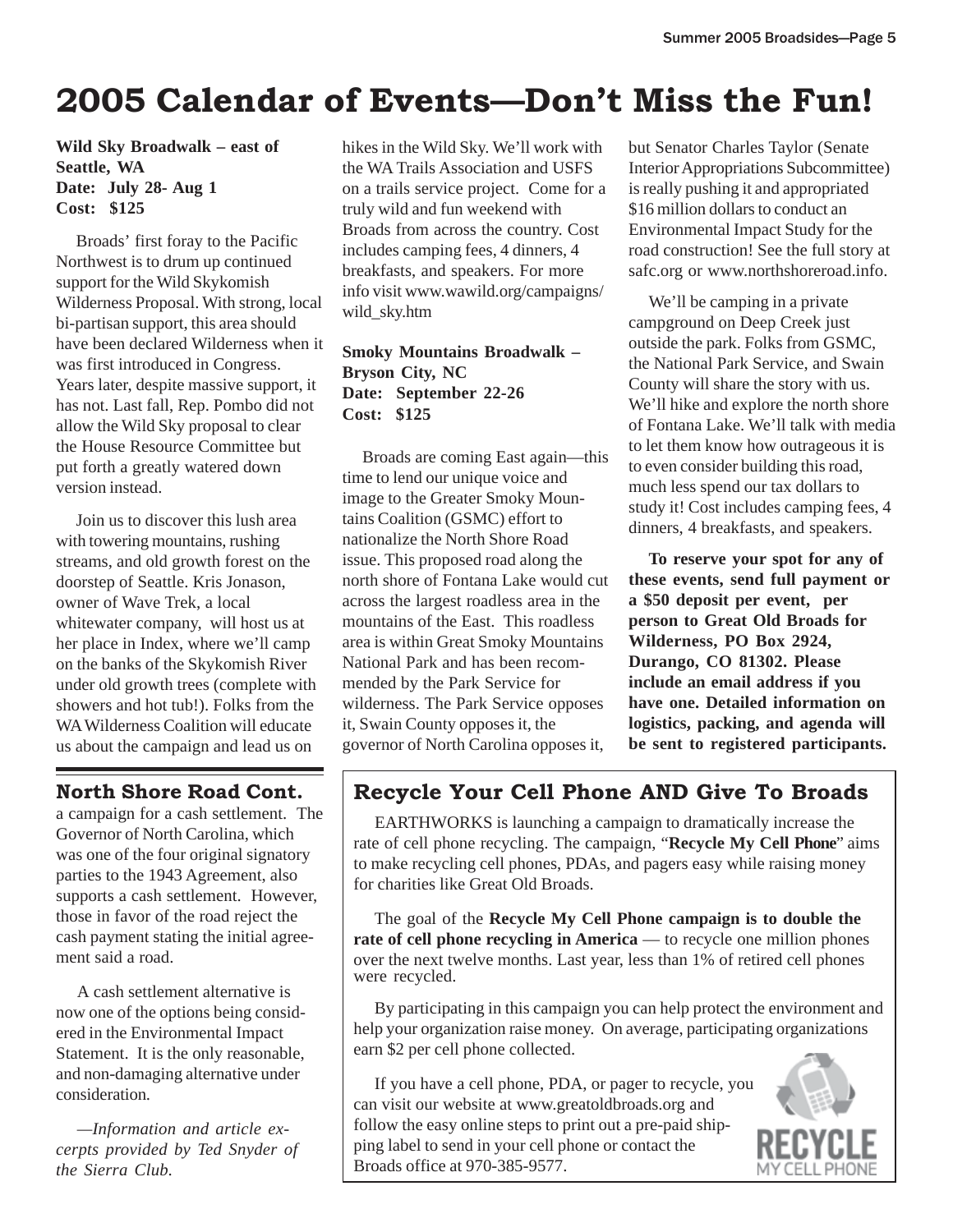# 2005 Calendar of Events—Don't Miss the Fun!

**Wild Sky Broadwalk – east of Seattle, WA**
**Date: July 28- Aug 1**
**Cost: $125**

Broads' first foray to the Pacific Northwest is to drum up continued support for the Wild Skykomish Wilderness Proposal. With strong, local bi-partisan support, this area should have been declared Wilderness when it was first introduced in Congress. Years later, despite massive support, it has not. Last fall, Rep. Pombo did not allow the Wild Sky proposal to clear the House Resource Committee but put forth a greatly watered down version instead.

Join us to discover this lush area with towering mountains, rushing streams, and old growth forest on the doorstep of Seattle. Kris Jonason, owner of Wave Trek, a local whitewater company, will host us at her place in Index, where we'll camp on the banks of the Skykomish River under old growth trees (complete with showers and hot tub!). Folks from the WA Wilderness Coalition will educate us about the campaign and lead us on hikes in the Wild Sky. We'll work with the WA Trails Association and USFS on a trails service project. Come for a truly wild and fun weekend with Broads from across the country. Cost includes camping fees, 4 dinners, 4 breakfasts, and speakers. For more info visit www.wawild.org/campaigns/wild_sky.htm

**Smoky Mountains Broadwalk – Bryson City, NC**
**Date: September 22-26**
**Cost: $125**

Broads are coming East again—this time to lend our unique voice and image to the Greater Smoky Mountains Coalition (GSMC) effort to nationalize the North Shore Road issue. This proposed road along the north shore of Fontana Lake would cut across the largest roadless area in the mountains of the East. This roadless area is within Great Smoky Mountains National Park and has been recommended by the Park Service for wilderness. The Park Service opposes it, Swain County opposes it, the governor of North Carolina opposes it, but Senator Charles Taylor (Senate Interior Appropriations Subcommittee) is really pushing it and appropriated $16 million dollars to conduct an Environmental Impact Study for the road construction! See the full story at safc.org or www.northshoreroad.info.

We'll be camping in a private campground on Deep Creek just outside the park. Folks from GSMC, the National Park Service, and Swain County will share the story with us. We'll hike and explore the north shore of Fontana Lake. We'll talk with media to let them know how outrageous it is to even consider building this road, much less spend our tax dollars to study it! Cost includes camping fees, 4 dinners, 4 breakfasts, and speakers.

**To reserve your spot for any of these events, send full payment or a $50 deposit per event, per person to Great Old Broads for Wilderness, PO Box 2924, Durango, CO 81302. Please include an email address if you have one. Detailed information on logistics, packing, and agenda will be sent to registered participants.**

## North Shore Road Cont.

a campaign for a cash settlement. The Governor of North Carolina, which was one of the four original signatory parties to the 1943 Agreement, also supports a cash settlement. However, those in favor of the road reject the cash payment stating the initial agreement said a road.

A cash settlement alternative is now one of the options being considered in the Environmental Impact Statement. It is the only reasonable, and non-damaging alternative under consideration.

*—Information and article excerpts provided by Ted Snyder of the Sierra Club.*

## Recycle Your Cell Phone AND Give To Broads

EARTHWORKS is launching a campaign to dramatically increase the rate of cell phone recycling. The campaign, "**Recycle My Cell Phone**" aims to make recycling cell phones, PDAs, and pagers easy while raising money for charities like Great Old Broads.

The goal of the **Recycle My Cell Phone campaign is to double the rate of cell phone recycling in America** — to recycle one million phones over the next twelve months. Last year, less than 1% of retired cell phones were recycled.

By participating in this campaign you can help protect the environment and help your organization raise money. On average, participating organizations earn $2 per cell phone collected.

If you have a cell phone, PDA, or pager to recycle, you can visit our website at www.greatoldbroads.org and follow the easy online steps to print out a pre-paid shipping label to send in your cell phone or contact the Broads office at 970-385-9577.

RECYCLE MY CELL PHONE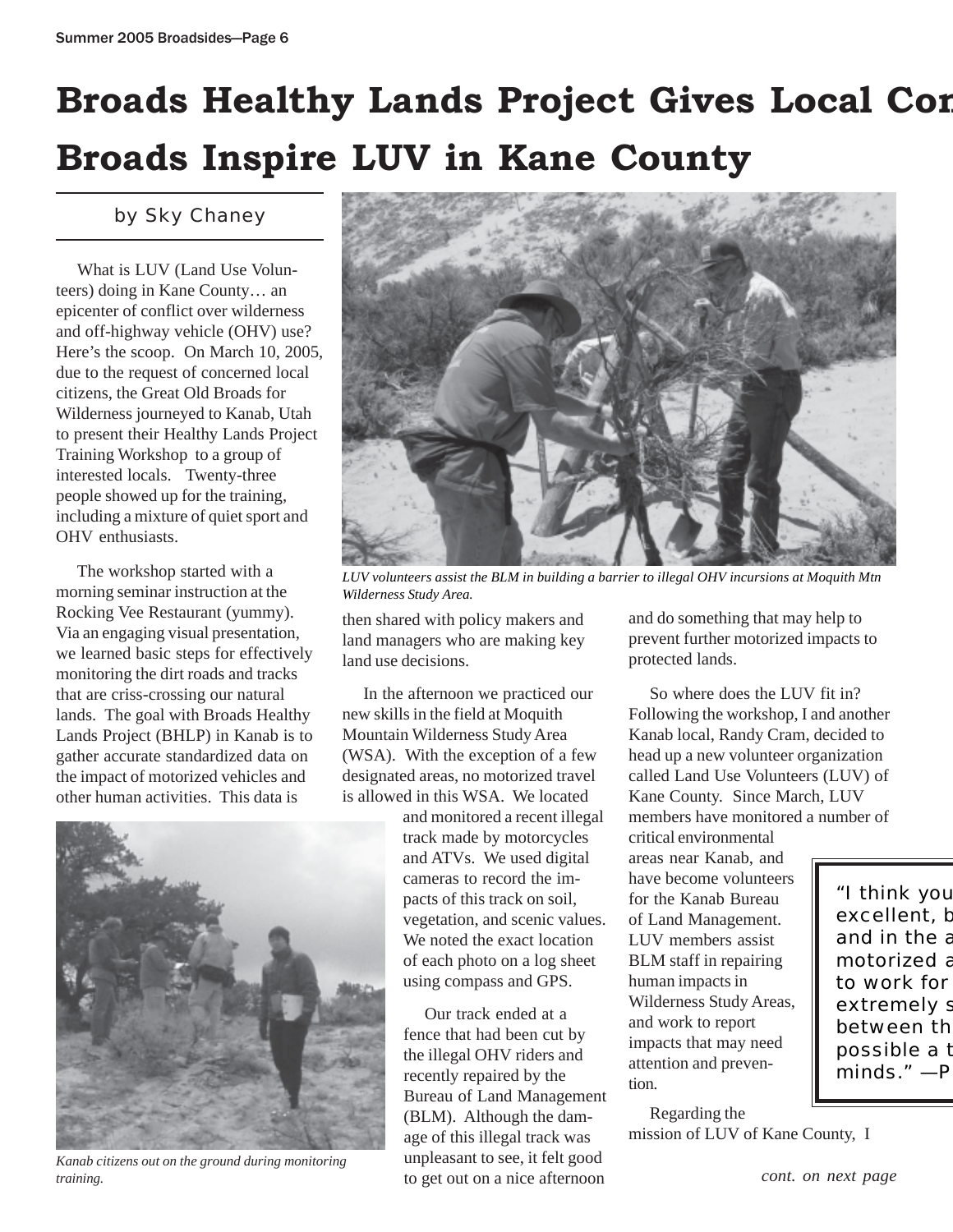# Broads Healthy Lands Project Gives Local Con

# Broads Inspire LUV in Kane County

by Sky Chaney

What is LUV (Land Use Volunteers) doing in Kane County… an epicenter of conflict over wilderness and off-highway vehicle (OHV) use? Here's the scoop. On March 10, 2005, due to the request of concerned local citizens, the Great Old Broads for Wilderness journeyed to Kanab, Utah to present their Healthy Lands Project Training Workshop to a group of interested locals. Twenty-three people showed up for the training, including a mixture of quiet sport and OHV enthusiasts.

The workshop started with a morning seminar instruction at the Rocking Vee Restaurant (yummy). Via an engaging visual presentation, we learned basic steps for effectively monitoring the dirt roads and tracks that are criss-crossing our natural lands. The goal with Broads Healthy Lands Project (BHLP) in Kanab is to gather accurate standardized data on the impact of motorized vehicles and other human activities. This data is then shared with policy makers and land managers who are making key land use decisions.

*LUV volunteers assist the BLM in building a barrier to illegal OHV incursions at Moquith Mtn Wilderness Study Area.*

In the afternoon we practiced our new skills in the field at Moquith Mountain Wilderness Study Area (WSA). With the exception of a few designated areas, no motorized travel is allowed in this WSA. We located and monitored a recent illegal track made by motorcycles and ATVs. We used digital cameras to record the impacts of this track on soil, vegetation, and scenic values. We noted the exact location of each photo on a log sheet using compass and GPS.

*Kanab citizens out on the ground during monitoring training.*

Our track ended at a fence that had been cut by the illegal OHV riders and recently repaired by the Bureau of Land Management (BLM). Although the damage of this illegal track was unpleasant to see, it felt good to get out on a nice afternoon and do something that may help to prevent further motorized impacts to protected lands.

So where does the LUV fit in? Following the workshop, I and another Kanab local, Randy Cram, decided to head up a new volunteer organization called Land Use Volunteers (LUV) of Kane County. Since March, LUV members have monitored a number of critical environmental areas near Kanab, and have become volunteers for the Kanab Bureau of Land Management. LUV members assist BLM staff in repairing human impacts in Wilderness Study Areas, and work to report impacts that may need attention and prevention.

> "I think you excellent, b and in the a motorized a to work for extremely s between th possible a t minds." —P

Regarding the mission of LUV of Kane County, I

*cont. on next page*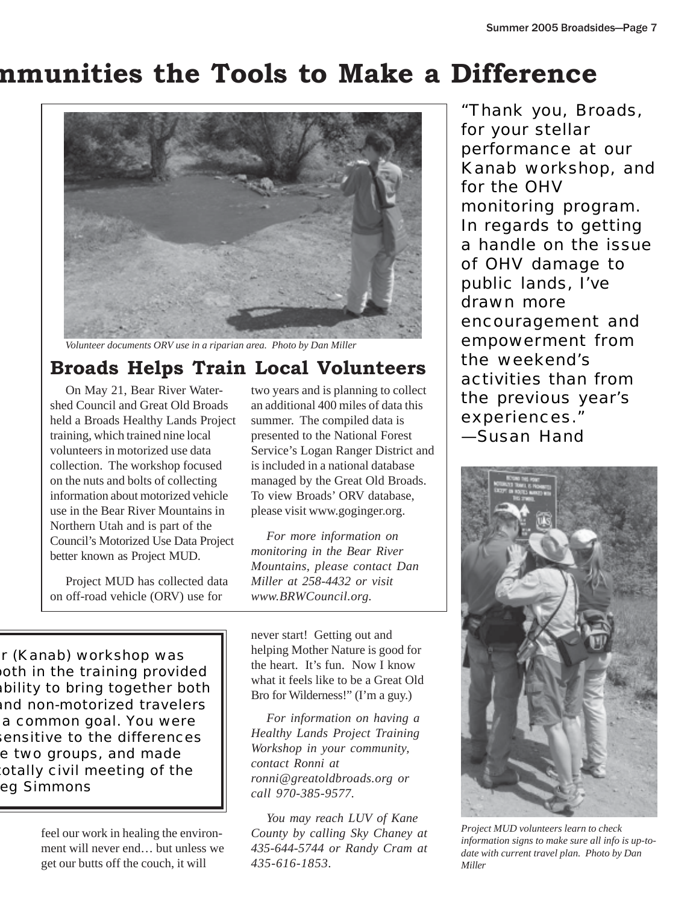# mmunities the Tools to Make a Difference

*Volunteer documents ORV use in a riparian area. Photo by Dan Miller*

## Broads Helps Train Local Volunteers

On May 21, Bear River Watershed Council and Great Old Broads held a Broads Healthy Lands Project training, which trained nine local volunteers in motorized use data collection. The workshop focused on the nuts and bolts of collecting information about motorized vehicle use in the Bear River Mountains in Northern Utah and is part of the Council's Motorized Use Data Project better known as Project MUD.

Project MUD has collected data on off-road vehicle (ORV) use for two years and is planning to collect an additional 400 miles of data this summer. The compiled data is presented to the National Forest Service's Logan Ranger District and is included in a national database managed by the Great Old Broads. To view Broads' ORV database, please visit www.goginger.org.

*For more information on monitoring in the Bear River Mountains, please contact Dan Miller at 258-4432 or visit www.BRWCouncil.org.*

"Thank you, Broads, for your stellar performance at our Kanab workshop, and for the OHV monitoring program. In regards to getting a handle on the issue of OHV damage to public lands, I've drawn more encouragement and empowerment from the weekend's activities than from the previous year's experiences."
—Susan Hand

r (Kanab) workshop was both in the training provided ability to bring together both and non-motorized travelers a common goal. You were sensitive to the differences e two groups, and made totally civil meeting of the eg Simmons

feel our work in healing the environment will never end… but unless we get our butts off the couch, it will never start! Getting out and helping Mother Nature is good for the heart. It's fun. Now I know what it feels like to be a Great Old Bro for Wilderness!" (I'm a guy.)

*For information on having a Healthy Lands Project Training Workshop in your community, contact Ronni at ronni@greatoldbroads.org or call 970-385-9577.*

*You may reach LUV of Kane County by calling Sky Chaney at 435-644-5744 or Randy Cram at 435-616-1853.*

*Project MUD volunteers learn to check information signs to make sure all info is up-to-date with current travel plan. Photo by Dan Miller*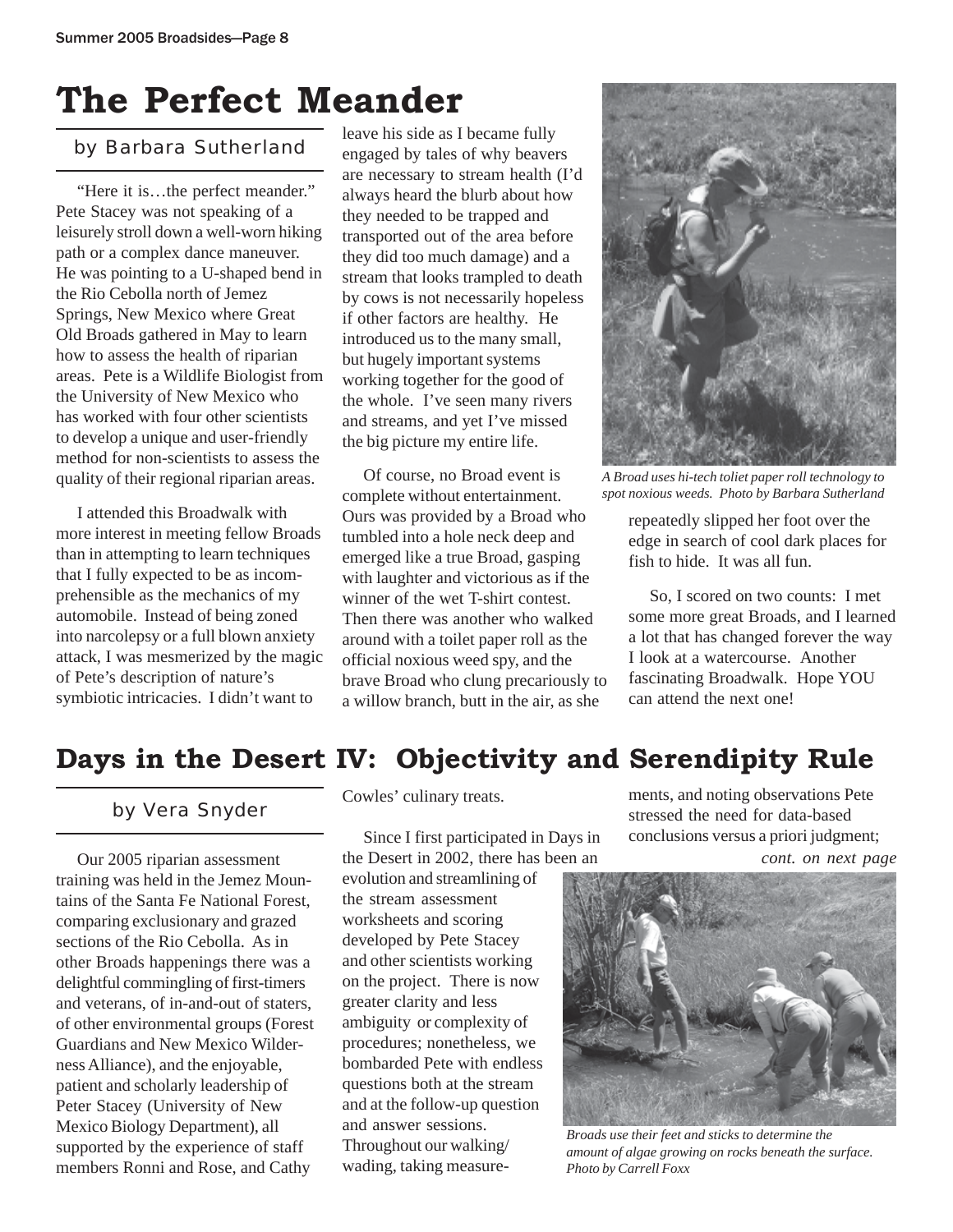# The Perfect Meander

by Barbara Sutherland

"Here it is…the perfect meander." Pete Stacey was not speaking of a leisurely stroll down a well-worn hiking path or a complex dance maneuver. He was pointing to a U-shaped bend in the Rio Cebolla north of Jemez Springs, New Mexico where Great Old Broads gathered in May to learn how to assess the health of riparian areas. Pete is a Wildlife Biologist from the University of New Mexico who has worked with four other scientists to develop a unique and user-friendly method for non-scientists to assess the quality of their regional riparian areas.

I attended this Broadwalk with more interest in meeting fellow Broads than in attempting to learn techniques that I fully expected to be as incomprehensible as the mechanics of my automobile. Instead of being zoned into narcolepsy or a full blown anxiety attack, I was mesmerized by the magic of Pete's description of nature's symbiotic intricacies. I didn't want to leave his side as I became fully engaged by tales of why beavers are necessary to stream health (I'd always heard the blurb about how they needed to be trapped and transported out of the area before they did too much damage) and a stream that looks trampled to death by cows is not necessarily hopeless if other factors are healthy. He introduced us to the many small, but hugely important systems working together for the good of the whole. I've seen many rivers and streams, and yet I've missed the big picture my entire life.

Of course, no Broad event is complete without entertainment. Ours was provided by a Broad who tumbled into a hole neck deep and emerged like a true Broad, gasping with laughter and victorious as if the winner of the wet T-shirt contest. Then there was another who walked around with a toilet paper roll as the official noxious weed spy, and the brave Broad who clung precariously to a willow branch, butt in the air, as she repeatedly slipped her foot over the edge in search of cool dark places for fish to hide. It was all fun.

*A Broad uses hi-tech toliet paper roll technology to spot noxious weeds. Photo by Barbara Sutherland*

So, I scored on two counts: I met some more great Broads, and I learned a lot that has changed forever the way I look at a watercourse. Another fascinating Broadwalk. Hope YOU can attend the next one!

# Days in the Desert IV: Objectivity and Serendipity Rule

by Vera Snyder

Our 2005 riparian assessment training was held in the Jemez Mountains of the Santa Fe National Forest, comparing exclusionary and grazed sections of the Rio Cebolla. As in other Broads happenings there was a delightful commingling of first-timers and veterans, of in-and-out of staters, of other environmental groups (Forest Guardians and New Mexico Wilderness Alliance), and the enjoyable, patient and scholarly leadership of Peter Stacey (University of New Mexico Biology Department), all supported by the experience of staff members Ronni and Rose, and Cathy Cowles' culinary treats.

Since I first participated in Days in the Desert in 2002, there has been an evolution and streamlining of the stream assessment worksheets and scoring developed by Pete Stacey and other scientists working on the project. There is now greater clarity and less ambiguity or complexity of procedures; nonetheless, we bombarded Pete with endless questions both at the stream and at the follow-up question and answer sessions. Throughout our walking/wading, taking measurements, and noting observations Pete stressed the need for data-based conclusions versus a priori judgment;

*cont. on next page*

*Broads use their feet and sticks to determine the amount of algae growing on rocks beneath the surface. Photo by Carrell Foxx*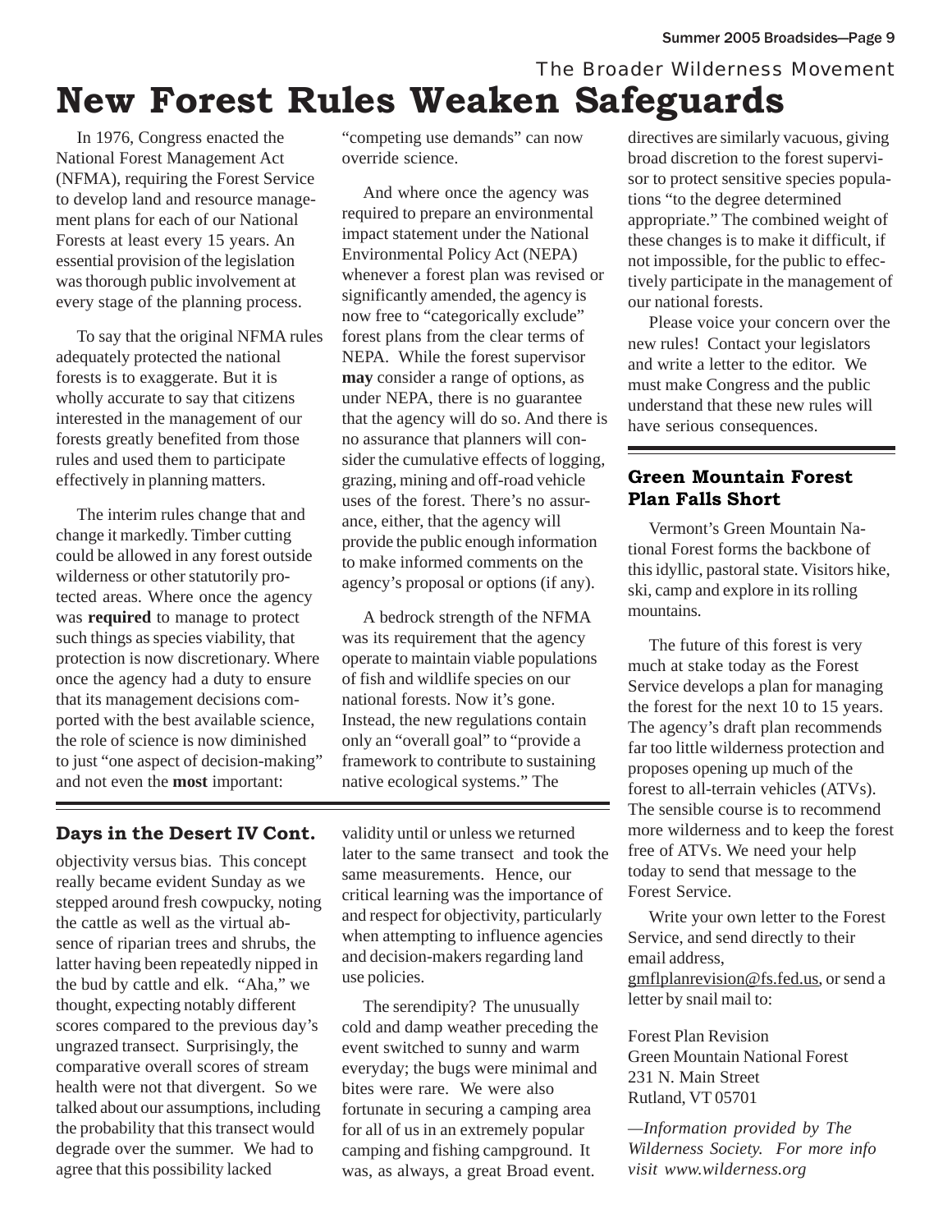The Broader Wilderness Movement

# New Forest Rules Weaken Safeguards

In 1976, Congress enacted the National Forest Management Act (NFMA), requiring the Forest Service to develop land and resource management plans for each of our National Forests at least every 15 years. An essential provision of the legislation was thorough public involvement at every stage of the planning process.

To say that the original NFMA rules adequately protected the national forests is to exaggerate. But it is wholly accurate to say that citizens interested in the management of our forests greatly benefited from those rules and used them to participate effectively in planning matters.

The interim rules change that and change it markedly. Timber cutting could be allowed in any forest outside wilderness or other statutorily protected areas. Where once the agency was **required** to manage to protect such things as species viability, that protection is now discretionary. Where once the agency had a duty to ensure that its management decisions comported with the best available science, the role of science is now diminished to just "one aspect of decision-making" and not even the **most** important: "competing use demands" can now override science.

And where once the agency was required to prepare an environmental impact statement under the National Environmental Policy Act (NEPA) whenever a forest plan was revised or significantly amended, the agency is now free to "categorically exclude" forest plans from the clear terms of NEPA. While the forest supervisor **may** consider a range of options, as under NEPA, there is no guarantee that the agency will do so. And there is no assurance that planners will consider the cumulative effects of logging, grazing, mining and off-road vehicle uses of the forest. There's no assurance, either, that the agency will provide the public enough information to make informed comments on the agency's proposal or options (if any).

A bedrock strength of the NFMA was its requirement that the agency operate to maintain viable populations of fish and wildlife species on our national forests. Now it's gone. Instead, the new regulations contain only an "overall goal" to "provide a framework to contribute to sustaining native ecological systems." The directives are similarly vacuous, giving broad discretion to the forest supervisor to protect sensitive species populations "to the degree determined appropriate." The combined weight of these changes is to make it difficult, if not impossible, for the public to effectively participate in the management of our national forests.

Please voice your concern over the new rules! Contact your legislators and write a letter to the editor. We must make Congress and the public understand that these new rules will have serious consequences.

### Green Mountain Forest Plan Falls Short

Vermont's Green Mountain National Forest forms the backbone of this idyllic, pastoral state. Visitors hike, ski, camp and explore in its rolling mountains.

The future of this forest is very much at stake today as the Forest Service develops a plan for managing the forest for the next 10 to 15 years. The agency's draft plan recommends far too little wilderness protection and proposes opening up much of the forest to all-terrain vehicles (ATVs). The sensible course is to recommend more wilderness and to keep the forest free of ATVs. We need your help today to send that message to the Forest Service.

Write your own letter to the Forest Service, and send directly to their email address, gmflplanrevision@fs.fed.us, or send a letter by snail mail to:

Forest Plan Revision
Green Mountain National Forest
231 N. Main Street
Rutland, VT 05701

*—Information provided by The Wilderness Society. For more info visit www.wilderness.org*

### Days in the Desert IV Cont.

objectivity versus bias. This concept really became evident Sunday as we stepped around fresh cowpucky, noting the cattle as well as the virtual absence of riparian trees and shrubs, the latter having been repeatedly nipped in the bud by cattle and elk. "Aha," we thought, expecting notably different scores compared to the previous day's ungrazed transect. Surprisingly, the comparative overall scores of stream health were not that divergent. So we talked about our assumptions, including the probability that this transect would degrade over the summer. We had to agree that this possibility lacked validity until or unless we returned later to the same transect and took the same measurements. Hence, our critical learning was the importance of and respect for objectivity, particularly when attempting to influence agencies and decision-makers regarding land use policies.

The serendipity? The unusually cold and damp weather preceding the event switched to sunny and warm everyday; the bugs were minimal and bites were rare. We were also fortunate in securing a camping area for all of us in an extremely popular camping and fishing campground. It was, as always, a great Broad event.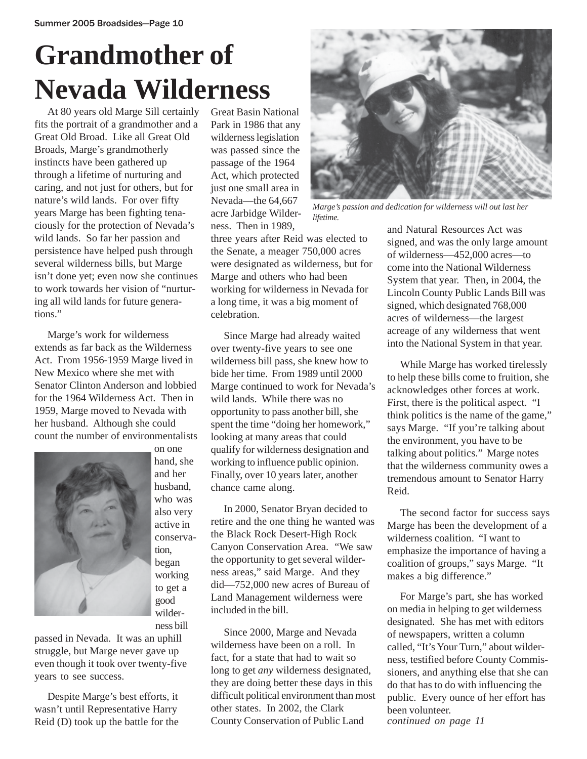# Grandmother of Nevada Wilderness

At 80 years old Marge Sill certainly fits the portrait of a grandmother and a Great Old Broad. Like all Great Old Broads, Marge's grandmotherly instincts have been gathered up through a lifetime of nurturing and caring, and not just for others, but for nature's wild lands. For over fifty years Marge has been fighting tenaciously for the protection of Nevada's wild lands. So far her passion and persistence have helped push through several wilderness bills, but Marge isn't done yet; even now she continues to work towards her vision of "nurturing all wild lands for future generations."

Marge's work for wilderness extends as far back as the Wilderness Act. From 1956-1959 Marge lived in New Mexico where she met with Senator Clinton Anderson and lobbied for the 1964 Wilderness Act. Then in 1959, Marge moved to Nevada with her husband. Although she could count the number of environmentalists on one hand, she and her husband, who was also very active in conservation, began working to get a good wilderness bill passed in Nevada. It was an uphill struggle, but Marge never gave up even though it took over twenty-five years to see success.

Despite Marge's best efforts, it wasn't until Representative Harry Reid (D) took up the battle for the Great Basin National Park in 1986 that any wilderness legislation was passed since the passage of the 1964 Act, which protected just one small area in Nevada—the 64,667 acre Jarbidge Wilderness. Then in 1989, three years after Reid was elected to the Senate, a meager 750,000 acres were designated as wilderness, but for Marge and others who had been working for wilderness in Nevada for a long time, it was a big moment of celebration.

*Marge's passion and dedication for wilderness will out last her lifetime.*

Since Marge had already waited over twenty-five years to see one wilderness bill pass, she knew how to bide her time. From 1989 until 2000 Marge continued to work for Nevada's wild lands. While there was no opportunity to pass another bill, she spent the time "doing her homework," looking at many areas that could qualify for wilderness designation and working to influence public opinion. Finally, over 10 years later, another chance came along.

In 2000, Senator Bryan decided to retire and the one thing he wanted was the Black Rock Desert-High Rock Canyon Conservation Area. "We saw the opportunity to get several wilderness areas," said Marge. And they did—752,000 new acres of Bureau of Land Management wilderness were included in the bill.

Since 2000, Marge and Nevada wilderness have been on a roll. In fact, for a state that had to wait so long to get *any* wilderness designated, they are doing better these days in this difficult political environment than most other states. In 2002, the Clark County Conservation of Public Land and Natural Resources Act was signed, and was the only large amount of wilderness—452,000 acres—to come into the National Wilderness System that year. Then, in 2004, the Lincoln County Public Lands Bill was signed, which designated 768,000 acres of wilderness—the largest acreage of any wilderness that went into the National System in that year.

While Marge has worked tirelessly to help these bills come to fruition, she acknowledges other forces at work. First, there is the political aspect. "I think politics is the name of the game," says Marge. "If you're talking about the environment, you have to be talking about politics." Marge notes that the wilderness community owes a tremendous amount to Senator Harry Reid.

The second factor for success says Marge has been the development of a wilderness coalition. "I want to emphasize the importance of having a coalition of groups," says Marge. "It makes a big difference."

For Marge's part, she has worked on media in helping to get wilderness designated. She has met with editors of newspapers, written a column called, "It's Your Turn," about wilderness, testified before County Commissioners, and anything else that she can do that has to do with influencing the public. Every ounce of her effort has been volunteer.

*continued on page 11*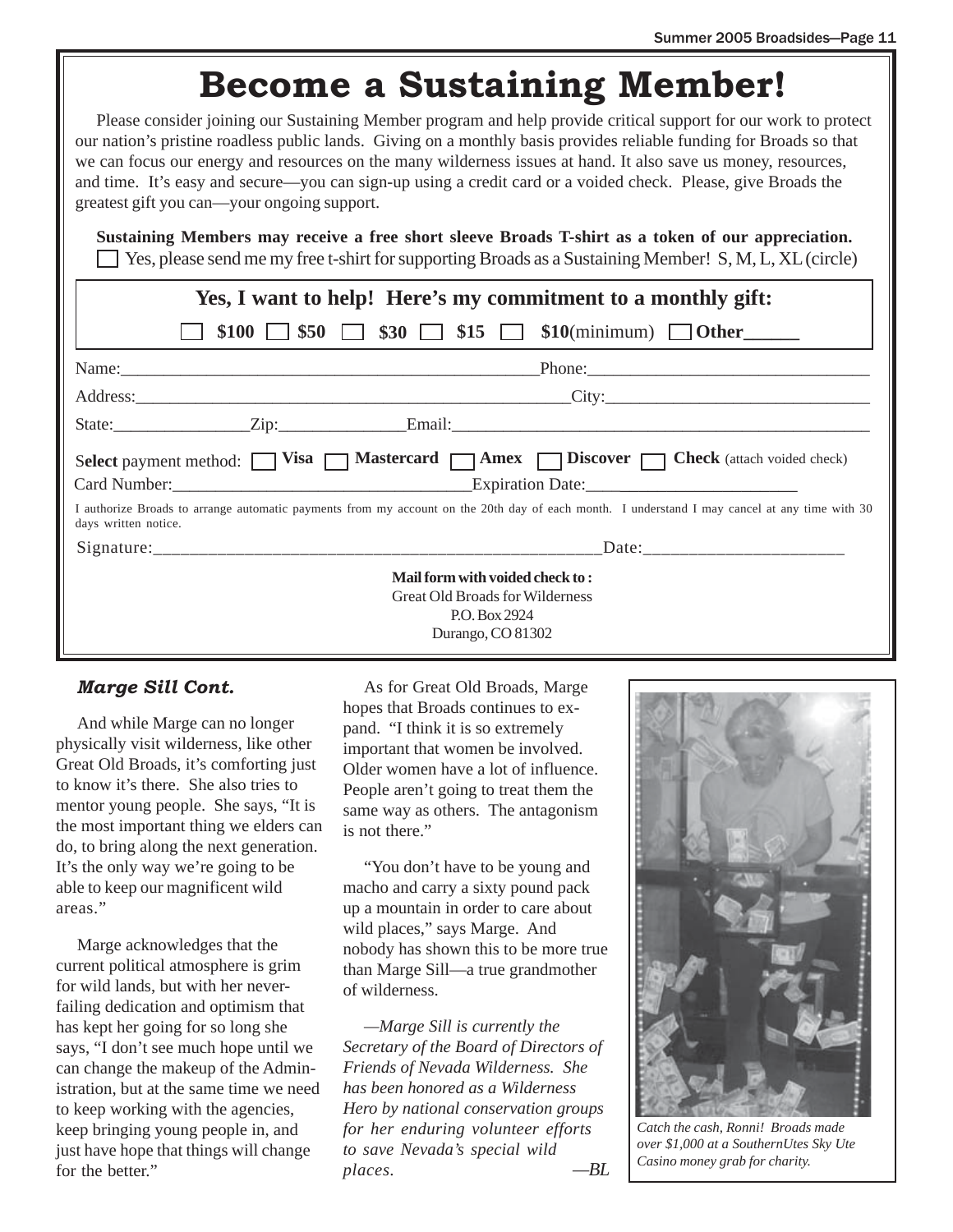# Become a Sustaining Member!

Please consider joining our Sustaining Member program and help provide critical support for our work to protect our nation's pristine roadless public lands. Giving on a monthly basis provides reliable funding for Broads so that we can focus our energy and resources on the many wilderness issues at hand. It also save us money, resources, and time. It's easy and secure—you can sign-up using a credit card or a voided check. Please, give Broads the greatest gift you can—your ongoing support.

**Sustaining Members may receive a free short sleeve Broads T-shirt as a token of our appreciation.**

☐ Yes, please send me my free t-shirt for supporting Broads as a Sustaining Member! S, M, L, XL (circle)

**Yes, I want to help! Here's my commitment to a monthly gift:**

☐ **$100** ☐ **$50** ☐ **$30** ☐ **$15** ☐ **$10**(minimum) ☐ **Other______**

Name:________________________________________________Phone:________________________________

Address:____________________________________________________City:______________________________

State:________________Zip:______________Email:__________________________________________________

Select payment method: ☐ **Visa** ☐ **Mastercard** ☐ **Amex** ☐ **Discover** ☐ **Check** (attach voided check)

Card Number:__________________________________Expiration Date:________________________

I authorize Broads to arrange automatic payments from my account on the 20th day of each month. I understand I may cancel at any time with 30 days written notice.

Signature:____________________________________________________Date:______________________

**Mail form with voided check to:**
Great Old Broads for Wilderness
P.O. Box 2924
Durango, CO 81302

## *Marge Sill Cont.*

And while Marge can no longer physically visit wilderness, like other Great Old Broads, it's comforting just to know it's there. She also tries to mentor young people. She says, "It is the most important thing we elders can do, to bring along the next generation. It's the only way we're going to be able to keep our magnificent wild areas."

Marge acknowledges that the current political atmosphere is grim for wild lands, but with her never-failing dedication and optimism that has kept her going for so long she says, "I don't see much hope until we can change the makeup of the Administration, but at the same time we need to keep working with the agencies, keep bringing young people in, and just have hope that things will change for the better."

As for Great Old Broads, Marge hopes that Broads continues to expand. "I think it is so extremely important that women be involved. Older women have a lot of influence. People aren't going to treat them the same way as others. The antagonism is not there."

"You don't have to be young and macho and carry a sixty pound pack up a mountain in order to care about wild places," says Marge. And nobody has shown this to be more true than Marge Sill—a true grandmother of wilderness.

*—Marge Sill is currently the Secretary of the Board of Directors of Friends of Nevada Wilderness. She has been honored as a Wilderness Hero by national conservation groups for her enduring volunteer efforts to save Nevada's special wild places.* —*BL*

*Catch the cash, Ronni! Broads made over $1,000 at a SouthernUtes Sky Ute Casino money grab for charity.*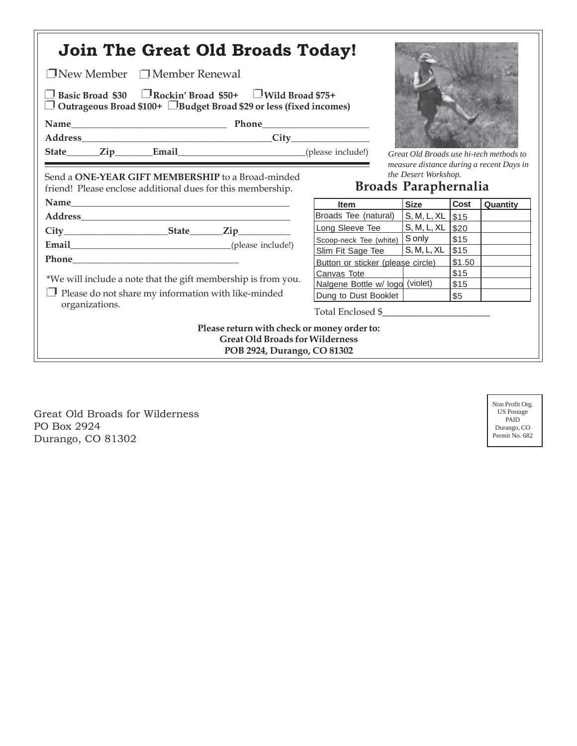# Join The Great Old Broads Today!

❒ New Member ❒ Member Renewal

❒ **Basic Broad $30** ❒ **Rockin' Broad $50+** ❒ **Wild Broad $75+**
❒ **Outrageous Broad $100+** ❒ **Budget Broad $29 or less (fixed incomes)**

**Name**________________________________ **Phone**______________________

**Address**_______________________________________**City**________________

**State**_______**Zip**________**Email**__________________________(please include!)

*Great Old Broads use hi-tech methods to measure distance during a recent Days in the Desert Workshop.*

Send a **ONE-YEAR GIFT MEMBERSHIP** to a Broad-minded friend! Please enclose additional dues for this membership.

**Name**_______________________________________________

**Address**_____________________________________________

**City**_____________________**State**_______**Zip**___________

**Email**_________________________________(please include!)

**Phone**___________________________________

*We will include a note that the gift membership is from you.

❒ Please do not share my information with like-minded organizations.

## Broads Paraphernalia

| Item | Size | Cost | Quantity |
|---|---|---|---|
| Broads Tee (natural) | S, M, L, XL | $15 | |
| Long Sleeve Tee | S, M, L, XL | $20 | |
| Scoop-neck Tee (white) | S only | $15 | |
| Slim Fit Sage Tee | S, M, L, XL | $15 | |
| Button or sticker (please circle) | | $1.50 | |
| Canvas Tote | | $15 | |
| Nalgene Bottle w/ logo | (violet) | $15 | |
| Dung to Dust Booklet | | $5 | |

Total Enclosed $_____________________

**Please return with check or money order to:**
**Great Old Broads for Wilderness**
**POB 2924, Durango, CO 81302**

Great Old Broads for Wilderness
PO Box 2924
Durango, CO 81302

Non Profit Org.
US Postage
PAID
Durango, CO
Permit No. 682